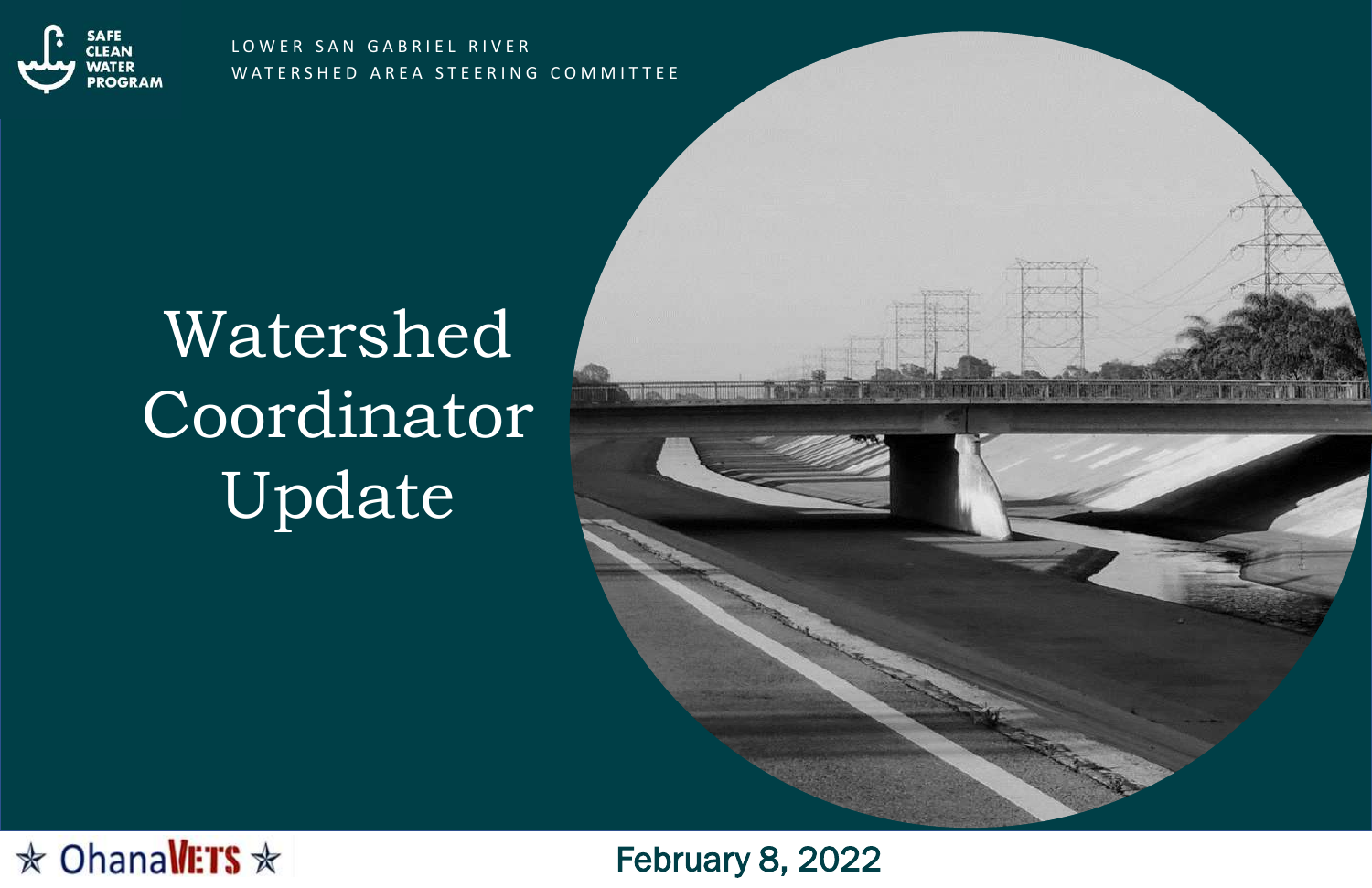SAFE CLEAN WATER PROGRAM

LOWER SAN GABRIEL RIVER
WATERSHED AREA STEERING COMMITTEE

# Watershed Coordinator Update

OhanaVETS

February 8, 2022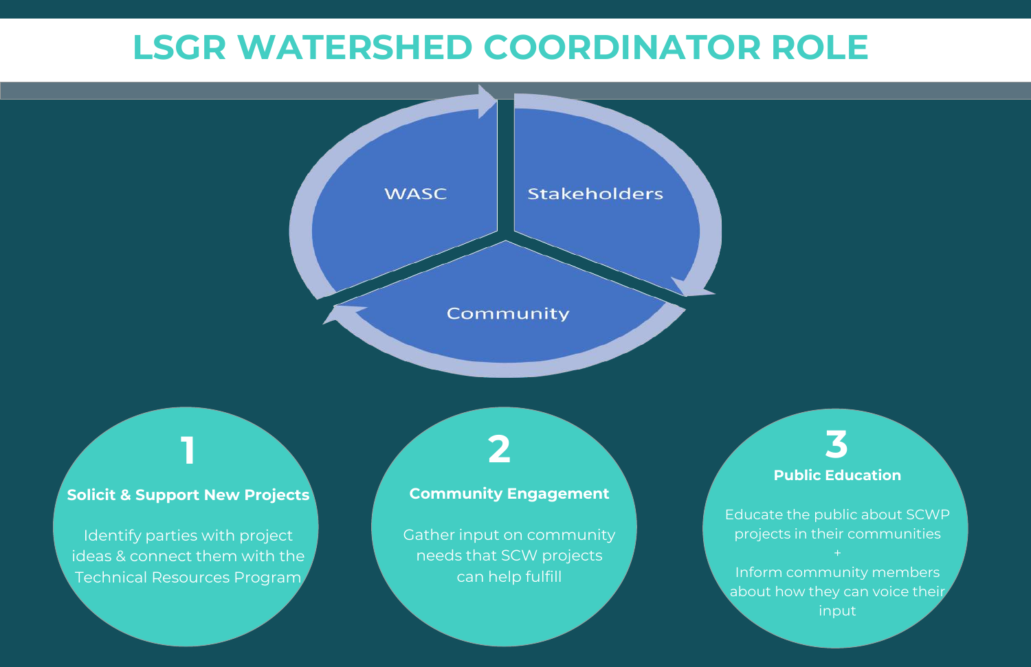# LSGR WATERSHED COORDINATOR ROLE

WASC

Stakeholders

Community

## 1

**Solicit & Support New Projects**

Identify parties with project ideas & connect them with the Technical Resources Program

## 2

**Community Engagement**

Gather input on community needs that SCW projects can help fulfill

## 3

**Public Education**

Educate the public about SCWP projects in their communities

+

Inform community members about how they can voice their input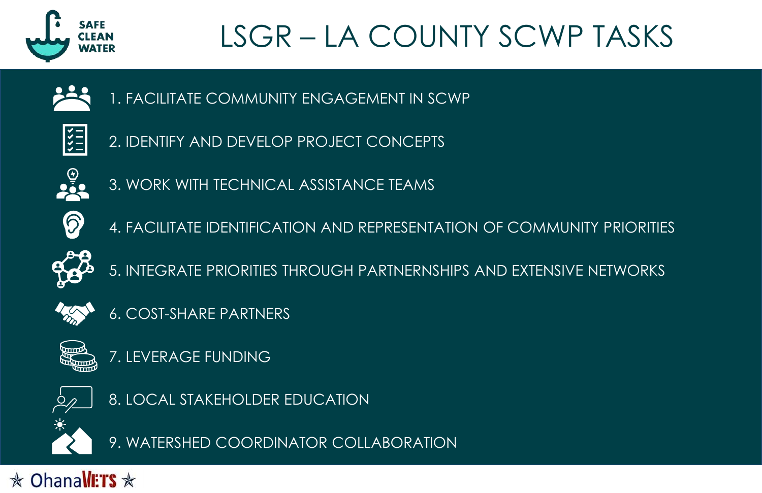SAFE CLEAN WATER

# LSGR – LA COUNTY SCWP TASKS

1. FACILITATE COMMUNITY ENGAGEMENT IN SCWP
2. IDENTIFY AND DEVELOP PROJECT CONCEPTS
3. WORK WITH TECHNICAL ASSISTANCE TEAMS
4. FACILITATE IDENTIFICATION AND REPRESENTATION OF COMMUNITY PRIORITIES
5. INTEGRATE PRIORITIES THROUGH PARTNERNSHIPS AND EXTENSIVE NETWORKS
6. COST-SHARE PARTNERS
7. LEVERAGE FUNDING
8. LOCAL STAKEHOLDER EDUCATION
9. WATERSHED COORDINATOR COLLABORATION

★ OhanaVETS ★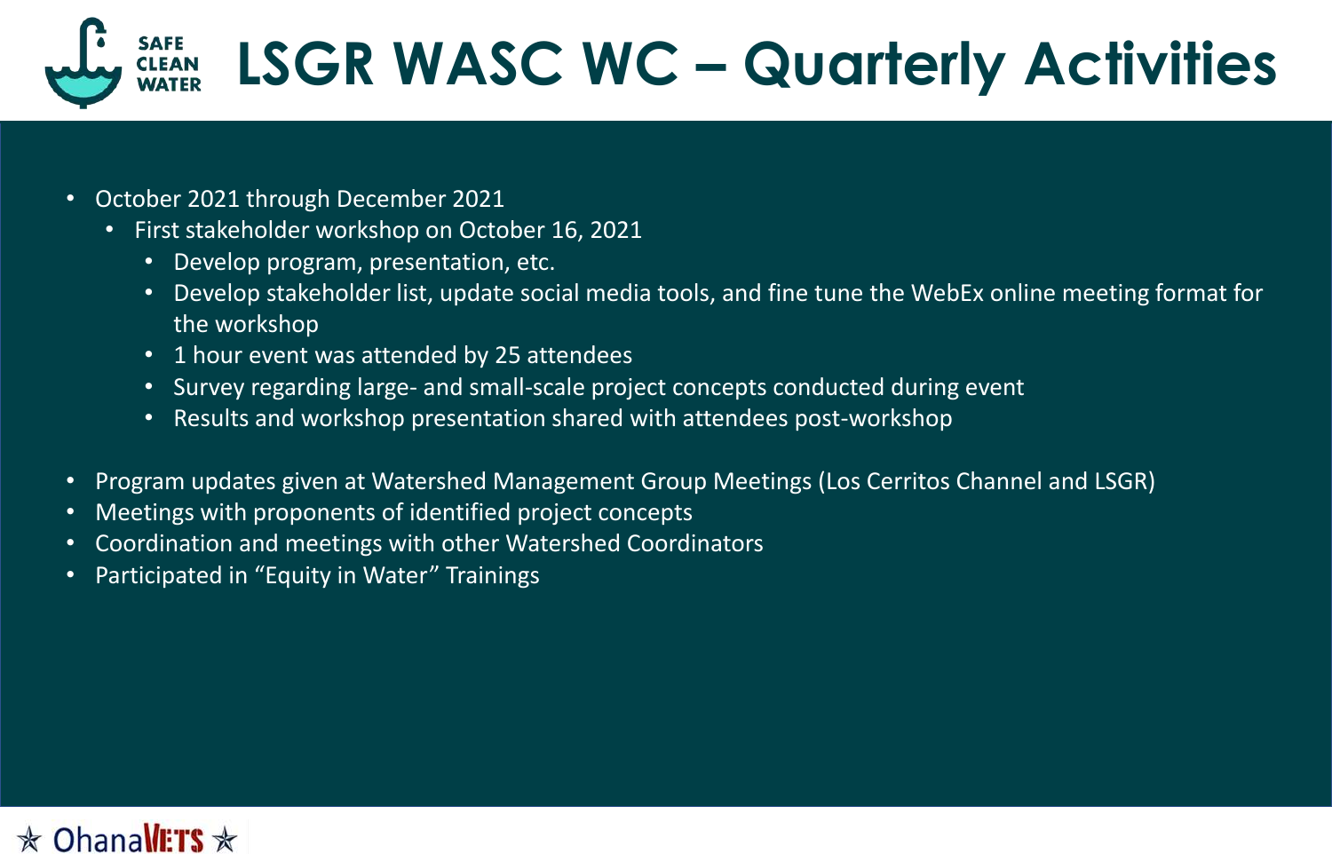# LSGR WASC WC – Quarterly Activities

- October 2021 through December 2021
  - First stakeholder workshop on October 16, 2021
    - Develop program, presentation, etc.
    - Develop stakeholder list, update social media tools, and fine tune the WebEx online meeting format for the workshop
    - 1 hour event was attended by 25 attendees
    - Survey regarding large- and small-scale project concepts conducted during event
    - Results and workshop presentation shared with attendees post-workshop

- Program updates given at Watershed Management Group Meetings (Los Cerritos Channel and LSGR)
- Meetings with proponents of identified project concepts
- Coordination and meetings with other Watershed Coordinators
- Participated in "Equity in Water" Trainings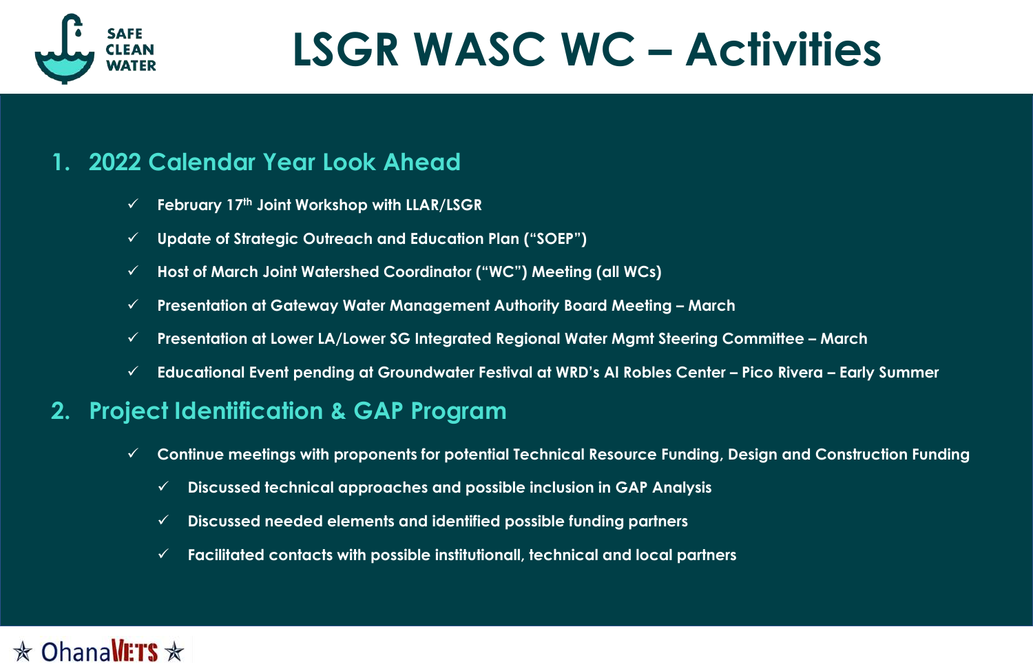# LSGR WASC WC – Activities

## 1. 2022 Calendar Year Look Ahead

- ✓ February 17th Joint Workshop with LLAR/LSGR
- ✓ Update of Strategic Outreach and Education Plan ("SOEP")
- ✓ Host of March Joint Watershed Coordinator ("WC") Meeting (all WCs)
- ✓ Presentation at Gateway Water Management Authority Board Meeting – March
- ✓ Presentation at Lower LA/Lower SG Integrated Regional Water Mgmt Steering Committee – March
- ✓ Educational Event pending at Groundwater Festival at WRD's Al Robles Center – Pico Rivera – Early Summer

## 2. Project Identification & GAP Program

- ✓ Continue meetings with proponents for potential Technical Resource Funding, Design and Construction Funding
  - ✓ Discussed technical approaches and possible inclusion in GAP Analysis
  - ✓ Discussed needed elements and identified possible funding partners
  - ✓ Facilitated contacts with possible institutionall, technical and local partners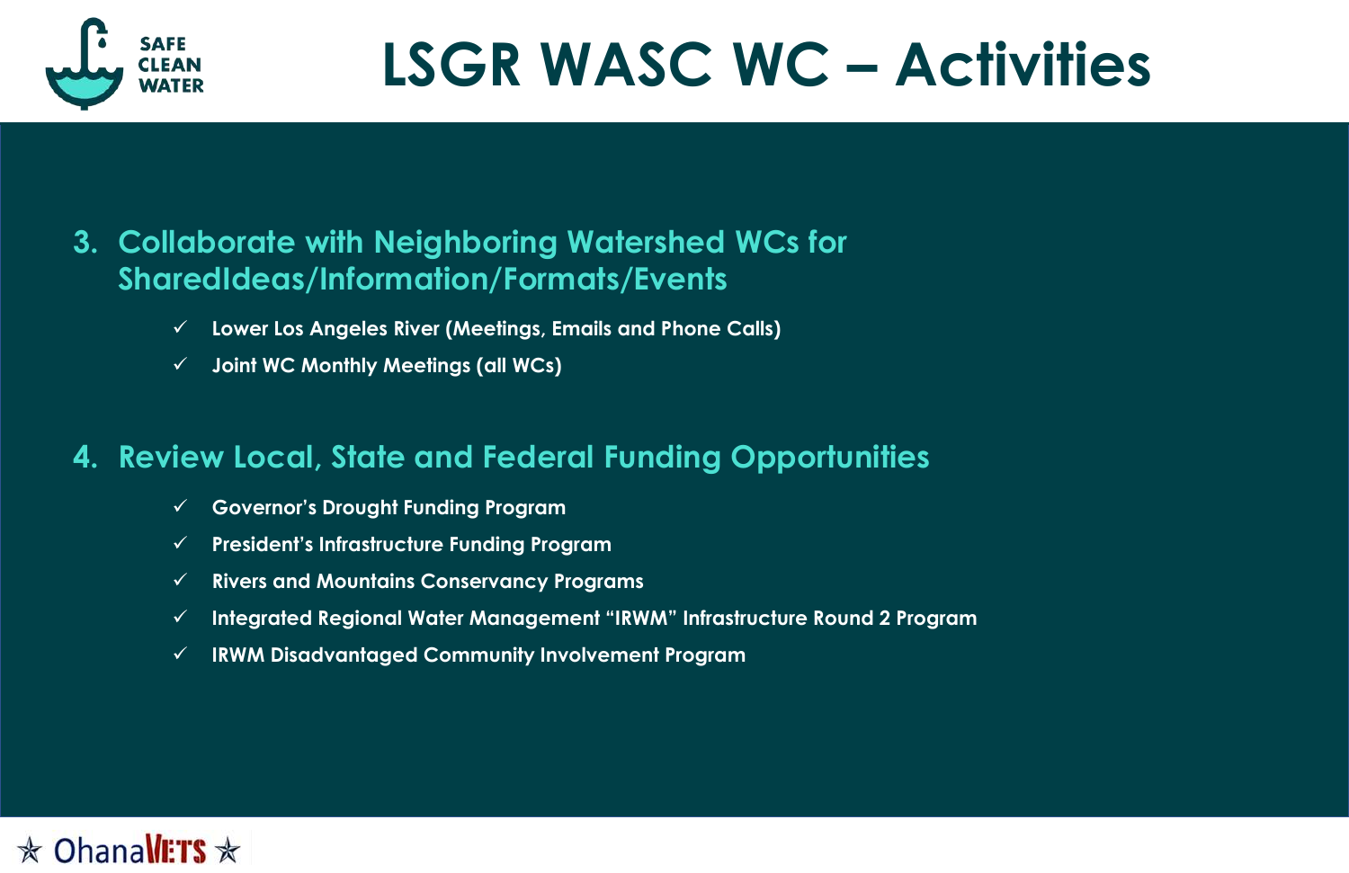# LSGR WASC WC – Activities

3. **Collaborate with Neighboring Watershed WCs for SharedIdeas/Information/Formats/Events**
   - ✓ **Lower Los Angeles River (Meetings, Emails and Phone Calls)**
   - ✓ **Joint WC Monthly Meetings (all WCs)**

4. **Review Local, State and Federal Funding Opportunities**
   - ✓ **Governor's Drought Funding Program**
   - ✓ **President's Infrastructure Funding Program**
   - ✓ **Rivers and Mountains Conservancy Programs**
   - ✓ **Integrated Regional Water Management "IRWM" Infrastructure Round 2 Program**
   - ✓ **IRWM Disadvantaged Community Involvement Program**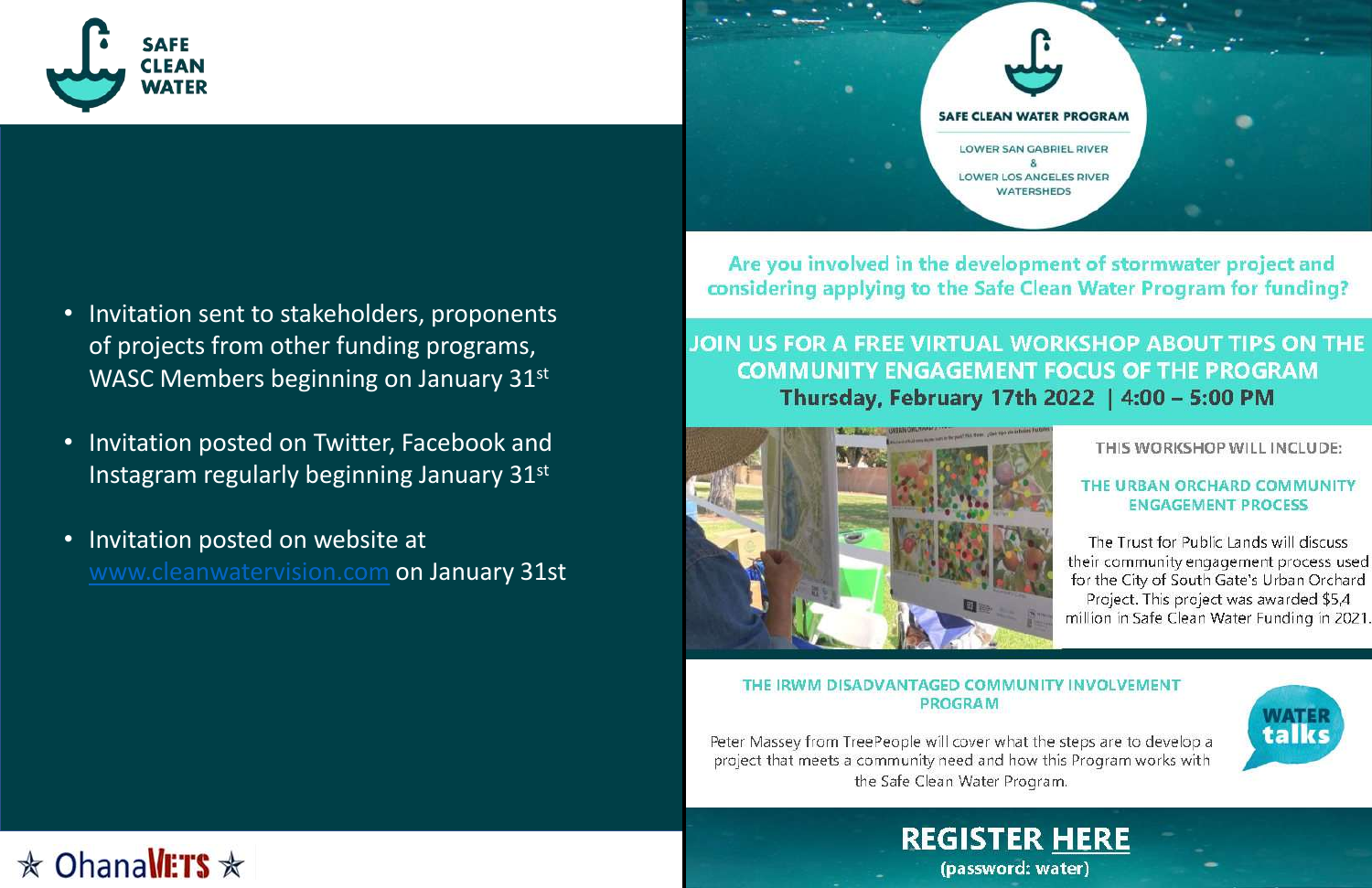**SAFE CLEAN WATER**

- Invitation sent to stakeholders, proponents of projects from other funding programs, WASC Members beginning on January 31st
- Invitation posted on Twitter, Facebook and Instagram regularly beginning January 31st
- Invitation posted on website at www.cleanwatervision.com on January 31st

**OhanaVETS**

**SAFE CLEAN WATER PROGRAM**

LOWER SAN GABRIEL RIVER & LOWER LOS ANGELES RIVER WATERSHEDS

Are you involved in the development of stormwater project and considering applying to the Safe Clean Water Program for funding?

## JOIN US FOR A FREE VIRTUAL WORKSHOP ABOUT TIPS ON THE COMMUNITY ENGAGEMENT FOCUS OF THE PROGRAM

**Thursday, February 17th 2022 | 4:00 – 5:00 PM**

THIS WORKSHOP WILL INCLUDE:

### THE URBAN ORCHARD COMMUNITY ENGAGEMENT PROCESS

The Trust for Public Lands will discuss their community engagement process used for the City of South Gate's Urban Orchard Project. This project was awarded $5,4 million in Safe Clean Water Funding in 2021.

### THE IRWM DISADVANTAGED COMMUNITY INVOLVEMENT PROGRAM

Peter Massey from TreePeople will cover what the steps are to develop a project that meets a community need and how this Program works with the Safe Clean Water Program.

WATER talks

**REGISTER HERE**

(password: water)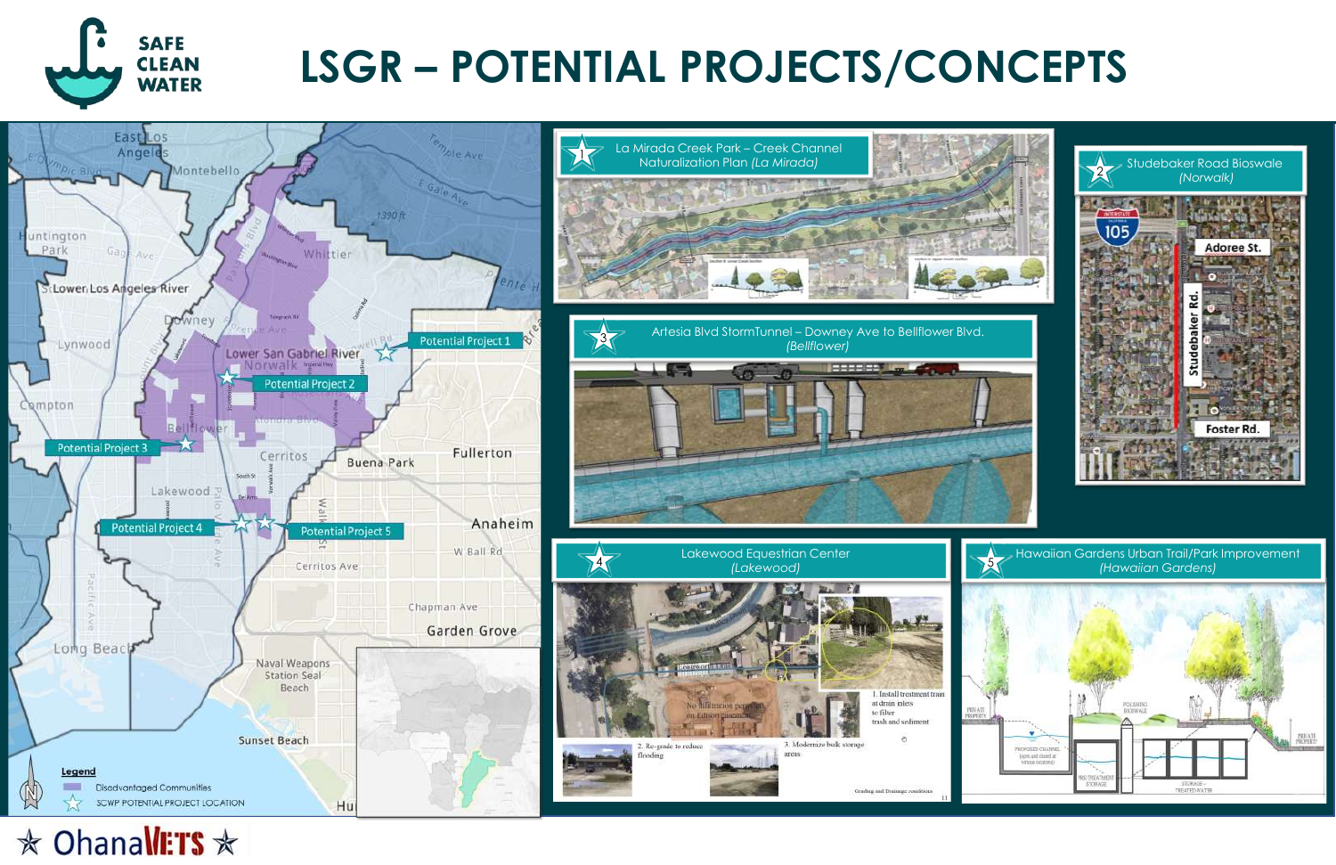# LSGR – POTENTIAL PROJECTS/CONCEPTS

**Legend**

- Disadvantaged Communities
- SCWP POTENTIAL PROJECT LOCATION

Potential Project 1

Potential Project 2

Potential Project 3

Potential Project 4

Potential Project 5

1. La Mirada Creek Park – Creek Channel Naturalization Plan *(La Mirada)*
2. Studebaker Road Bioswale *(Norwalk)*
3. Artesia Blvd StormTunnel – Downey Ave to Bellflower Blvd. *(Bellflower)*
4. Lakewood Equestrian Center *(Lakewood)*
5. Hawaiian Gardens Urban Trail/Park Improvement *(Hawaiian Gardens)*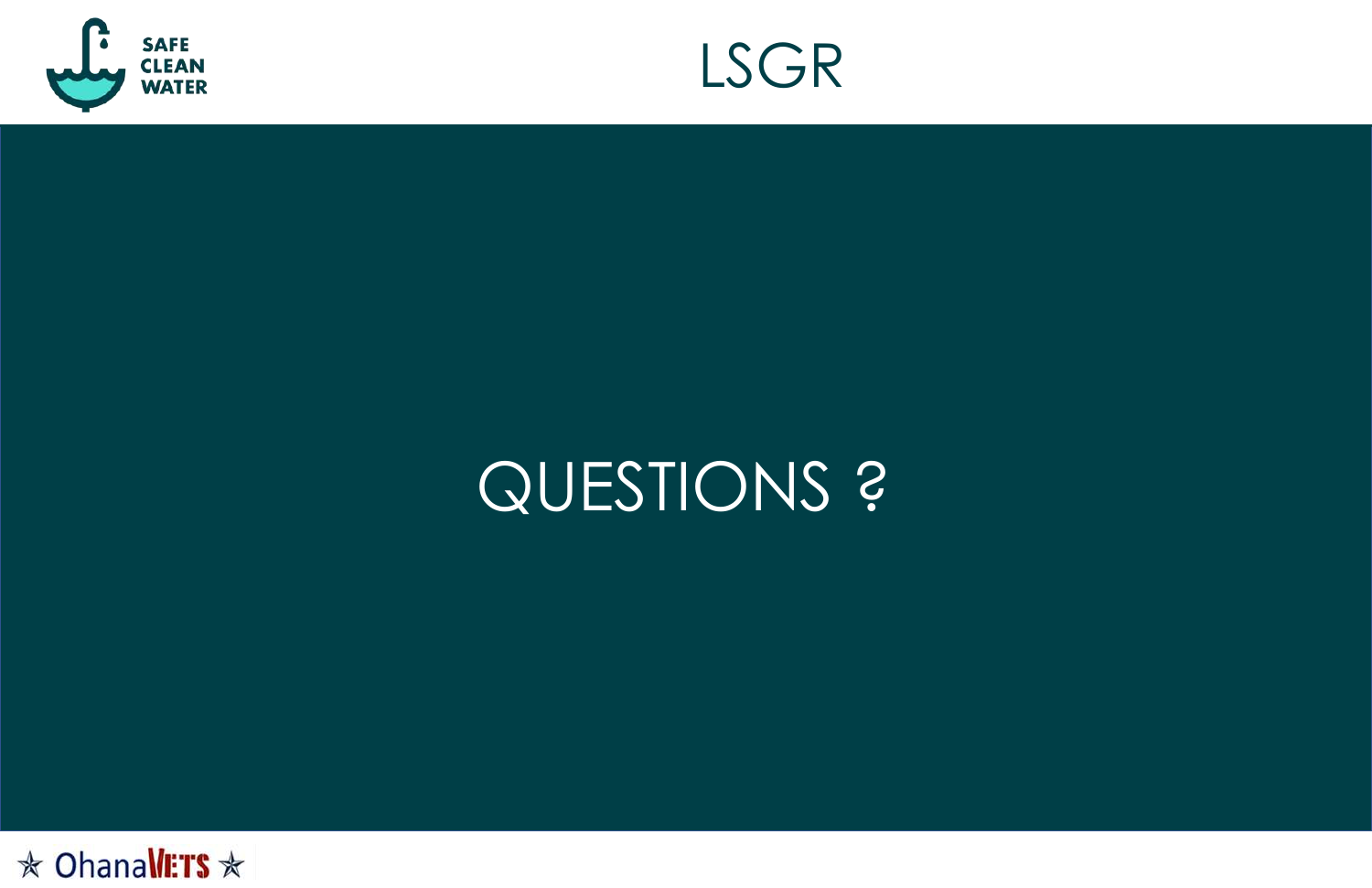# LSGR

## QUESTIONS ?